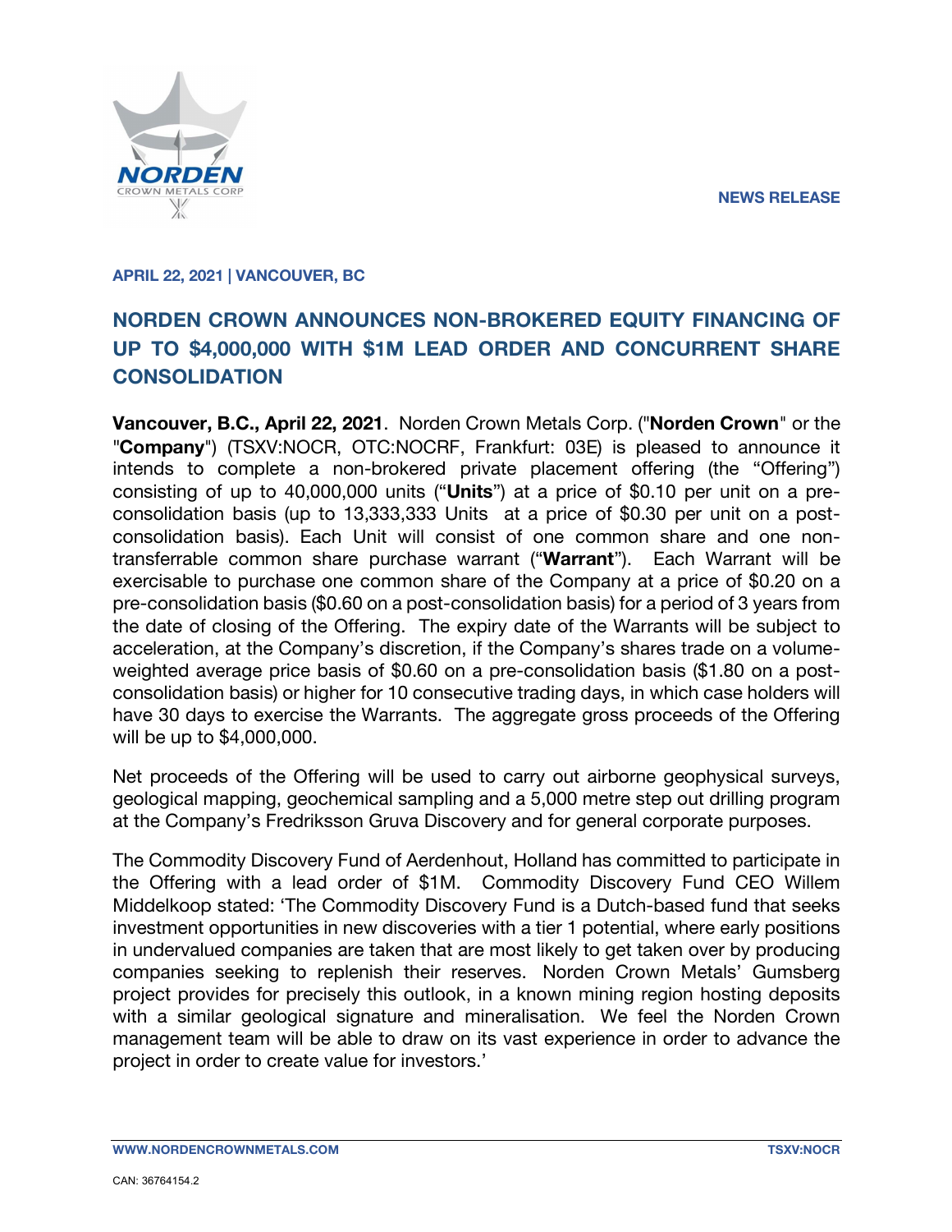NEWS RELEASE

**APRIL 22, 2021 | VANCOUVER, BC**

# NORDEN CROWN ANNOUNCES NON-BROKERED EQUITY FINANCING OF UP TO $4,000,000 WITH $1M LEAD ORDER AND CONCURRENT SHARE CONSOLIDATION

**Vancouver, B.C., April 22, 2021**. Norden Crown Metals Corp. ("**Norden Crown**" or the "**Company**") (TSXV:NOCR, OTC:NOCRF, Frankfurt: 03E) is pleased to announce it intends to complete a non-brokered private placement offering (the "Offering") consisting of up to 40,000,000 units ("**Units**") at a price of $0.10 per unit on a pre-consolidation basis (up to 13,333,333 Units at a price of $0.30 per unit on a post-consolidation basis). Each Unit will consist of one common share and one non-transferrable common share purchase warrant ("**Warrant**"). Each Warrant will be exercisable to purchase one common share of the Company at a price of $0.20 on a pre-consolidation basis ($0.60 on a post-consolidation basis) for a period of 3 years from the date of closing of the Offering. The expiry date of the Warrants will be subject to acceleration, at the Company's discretion, if the Company's shares trade on a volume-weighted average price basis of $0.60 on a pre-consolidation basis ($1.80 on a post-consolidation basis) or higher for 10 consecutive trading days, in which case holders will have 30 days to exercise the Warrants. The aggregate gross proceeds of the Offering will be up to $4,000,000.

Net proceeds of the Offering will be used to carry out airborne geophysical surveys, geological mapping, geochemical sampling and a 5,000 metre step out drilling program at the Company's Fredriksson Gruva Discovery and for general corporate purposes.

The Commodity Discovery Fund of Aerdenhout, Holland has committed to participate in the Offering with a lead order of $1M. Commodity Discovery Fund CEO Willem Middelkoop stated: 'The Commodity Discovery Fund is a Dutch-based fund that seeks investment opportunities in new discoveries with a tier 1 potential, where early positions in undervalued companies are taken that are most likely to get taken over by producing companies seeking to replenish their reserves. Norden Crown Metals' Gumsberg project provides for precisely this outlook, in a known mining region hosting deposits with a similar geological signature and mineralisation. We feel the Norden Crown management team will be able to draw on its vast experience in order to advance the project in order to create value for investors.'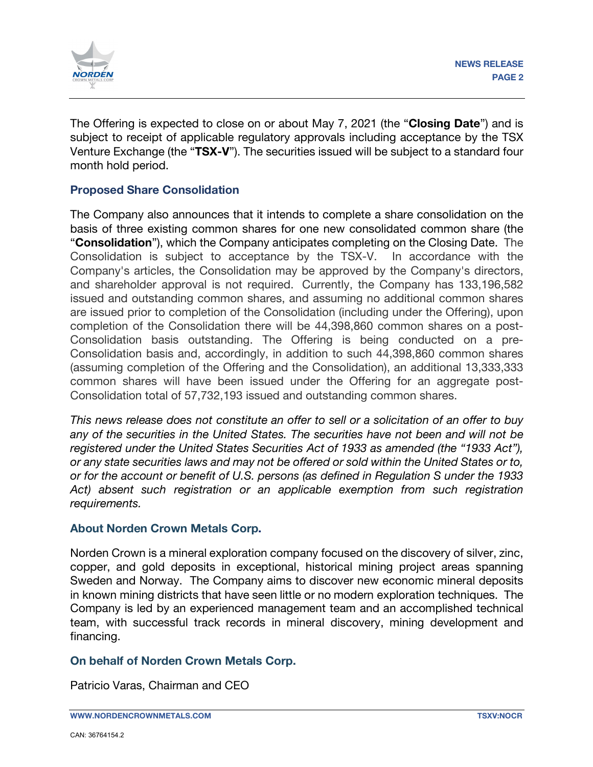The Offering is expected to close on or about May 7, 2021 (the "**Closing Date**") and is subject to receipt of applicable regulatory approvals including acceptance by the TSX Venture Exchange (the "**TSX-V**"). The securities issued will be subject to a standard four month hold period.

## Proposed Share Consolidation

The Company also announces that it intends to complete a share consolidation on the basis of three existing common shares for one new consolidated common share (the "**Consolidation**"), which the Company anticipates completing on the Closing Date. The Consolidation is subject to acceptance by the TSX-V. In accordance with the Company's articles, the Consolidation may be approved by the Company's directors, and shareholder approval is not required. Currently, the Company has 133,196,582 issued and outstanding common shares, and assuming no additional common shares are issued prior to completion of the Consolidation (including under the Offering), upon completion of the Consolidation there will be 44,398,860 common shares on a post-Consolidation basis outstanding. The Offering is being conducted on a pre-Consolidation basis and, accordingly, in addition to such 44,398,860 common shares (assuming completion of the Offering and the Consolidation), an additional 13,333,333 common shares will have been issued under the Offering for an aggregate post-Consolidation total of 57,732,193 issued and outstanding common shares.

*This news release does not constitute an offer to sell or a solicitation of an offer to buy any of the securities in the United States. The securities have not been and will not be registered under the United States Securities Act of 1933 as amended (the "1933 Act"), or any state securities laws and may not be offered or sold within the United States or to, or for the account or benefit of U.S. persons (as defined in Regulation S under the 1933 Act) absent such registration or an applicable exemption from such registration requirements.*

## About Norden Crown Metals Corp.

Norden Crown is a mineral exploration company focused on the discovery of silver, zinc, copper, and gold deposits in exceptional, historical mining project areas spanning Sweden and Norway. The Company aims to discover new economic mineral deposits in known mining districts that have seen little or no modern exploration techniques. The Company is led by an experienced management team and an accomplished technical team, with successful track records in mineral discovery, mining development and financing.

## On behalf of Norden Crown Metals Corp.

Patricio Varas, Chairman and CEO

CAN: 36764154.2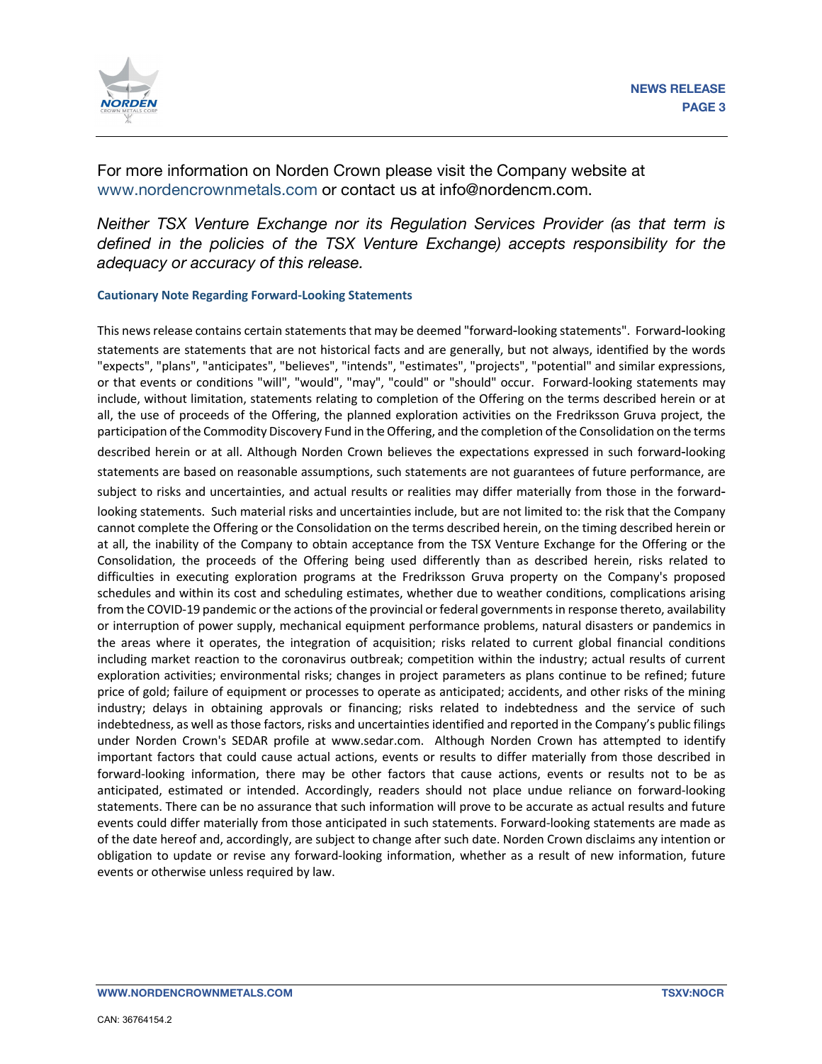For more information on Norden Crown please visit the Company website at www.nordencrownmetals.com or contact us at info@nordencm.com.

*Neither TSX Venture Exchange nor its Regulation Services Provider (as that term is defined in the policies of the TSX Venture Exchange) accepts responsibility for the adequacy or accuracy of this release.*

**Cautionary Note Regarding Forward-Looking Statements**

This news release contains certain statements that may be deemed "forward-looking statements". Forward-looking statements are statements that are not historical facts and are generally, but not always, identified by the words "expects", "plans", "anticipates", "believes", "intends", "estimates", "projects", "potential" and similar expressions, or that events or conditions "will", "would", "may", "could" or "should" occur. Forward-looking statements may include, without limitation, statements relating to completion of the Offering on the terms described herein or at all, the use of proceeds of the Offering, the planned exploration activities on the Fredriksson Gruva project, the participation of the Commodity Discovery Fund in the Offering, and the completion of the Consolidation on the terms described herein or at all. Although Norden Crown believes the expectations expressed in such forward-looking statements are based on reasonable assumptions, such statements are not guarantees of future performance, are subject to risks and uncertainties, and actual results or realities may differ materially from those in the forward-looking statements. Such material risks and uncertainties include, but are not limited to: the risk that the Company cannot complete the Offering or the Consolidation on the terms described herein, on the timing described herein or at all, the inability of the Company to obtain acceptance from the TSX Venture Exchange for the Offering or the Consolidation, the proceeds of the Offering being used differently than as described herein, risks related to difficulties in executing exploration programs at the Fredriksson Gruva property on the Company's proposed schedules and within its cost and scheduling estimates, whether due to weather conditions, complications arising from the COVID-19 pandemic or the actions of the provincial or federal governments in response thereto, availability or interruption of power supply, mechanical equipment performance problems, natural disasters or pandemics in the areas where it operates, the integration of acquisition; risks related to current global financial conditions including market reaction to the coronavirus outbreak; competition within the industry; actual results of current exploration activities; environmental risks; changes in project parameters as plans continue to be refined; future price of gold; failure of equipment or processes to operate as anticipated; accidents, and other risks of the mining industry; delays in obtaining approvals or financing; risks related to indebtedness and the service of such indebtedness, as well as those factors, risks and uncertainties identified and reported in the Company's public filings under Norden Crown's SEDAR profile at www.sedar.com. Although Norden Crown has attempted to identify important factors that could cause actual actions, events or results to differ materially from those described in forward-looking information, there may be other factors that cause actions, events or results not to be as anticipated, estimated or intended. Accordingly, readers should not place undue reliance on forward-looking statements. There can be no assurance that such information will prove to be accurate as actual results and future events could differ materially from those anticipated in such statements. Forward-looking statements are made as of the date hereof and, accordingly, are subject to change after such date. Norden Crown disclaims any intention or obligation to update or revise any forward-looking information, whether as a result of new information, future events or otherwise unless required by law.

CAN: 36764154.2